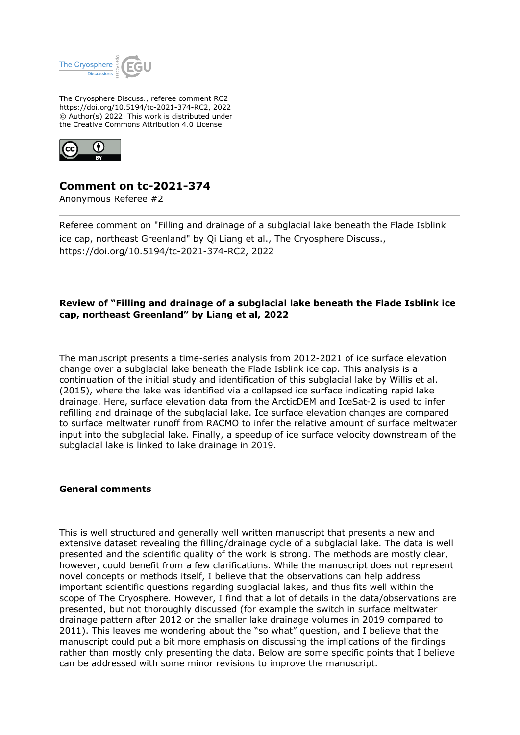The Cryosphere Discuss., referee comment RC2
https://doi.org/10.5194/tc-2021-374-RC2, 2022
© Author(s) 2022. This work is distributed under
the Creative Commons Attribution 4.0 License.

## Comment on tc-2021-374

Anonymous Referee #2

Referee comment on "Filling and drainage of a subglacial lake beneath the Flade Isblink ice cap, northeast Greenland" by Qi Liang et al., The Cryosphere Discuss., https://doi.org/10.5194/tc-2021-374-RC2, 2022

---

**Review of "Filling and drainage of a subglacial lake beneath the Flade Isblink ice cap, northeast Greenland" by Liang et al, 2022**

The manuscript presents a time-series analysis from 2012-2021 of ice surface elevation change over a subglacial lake beneath the Flade Isblink ice cap. This analysis is a continuation of the initial study and identification of this subglacial lake by Willis et al. (2015), where the lake was identified via a collapsed ice surface indicating rapid lake drainage. Here, surface elevation data from the ArcticDEM and IceSat-2 is used to infer refilling and drainage of the subglacial lake. Ice surface elevation changes are compared to surface meltwater runoff from RACMO to infer the relative amount of surface meltwater input into the subglacial lake. Finally, a speedup of ice surface velocity downstream of the subglacial lake is linked to lake drainage in 2019.

**General comments**

This is well structured and generally well written manuscript that presents a new and extensive dataset revealing the filling/drainage cycle of a subglacial lake. The data is well presented and the scientific quality of the work is strong. The methods are mostly clear, however, could benefit from a few clarifications. While the manuscript does not represent novel concepts or methods itself, I believe that the observations can help address important scientific questions regarding subglacial lakes, and thus fits well within the scope of The Cryosphere. However, I find that a lot of details in the data/observations are presented, but not thoroughly discussed (for example the switch in surface meltwater drainage pattern after 2012 or the smaller lake drainage volumes in 2019 compared to 2011). This leaves me wondering about the "so what" question, and I believe that the manuscript could put a bit more emphasis on discussing the implications of the findings rather than mostly only presenting the data. Below are some specific points that I believe can be addressed with some minor revisions to improve the manuscript.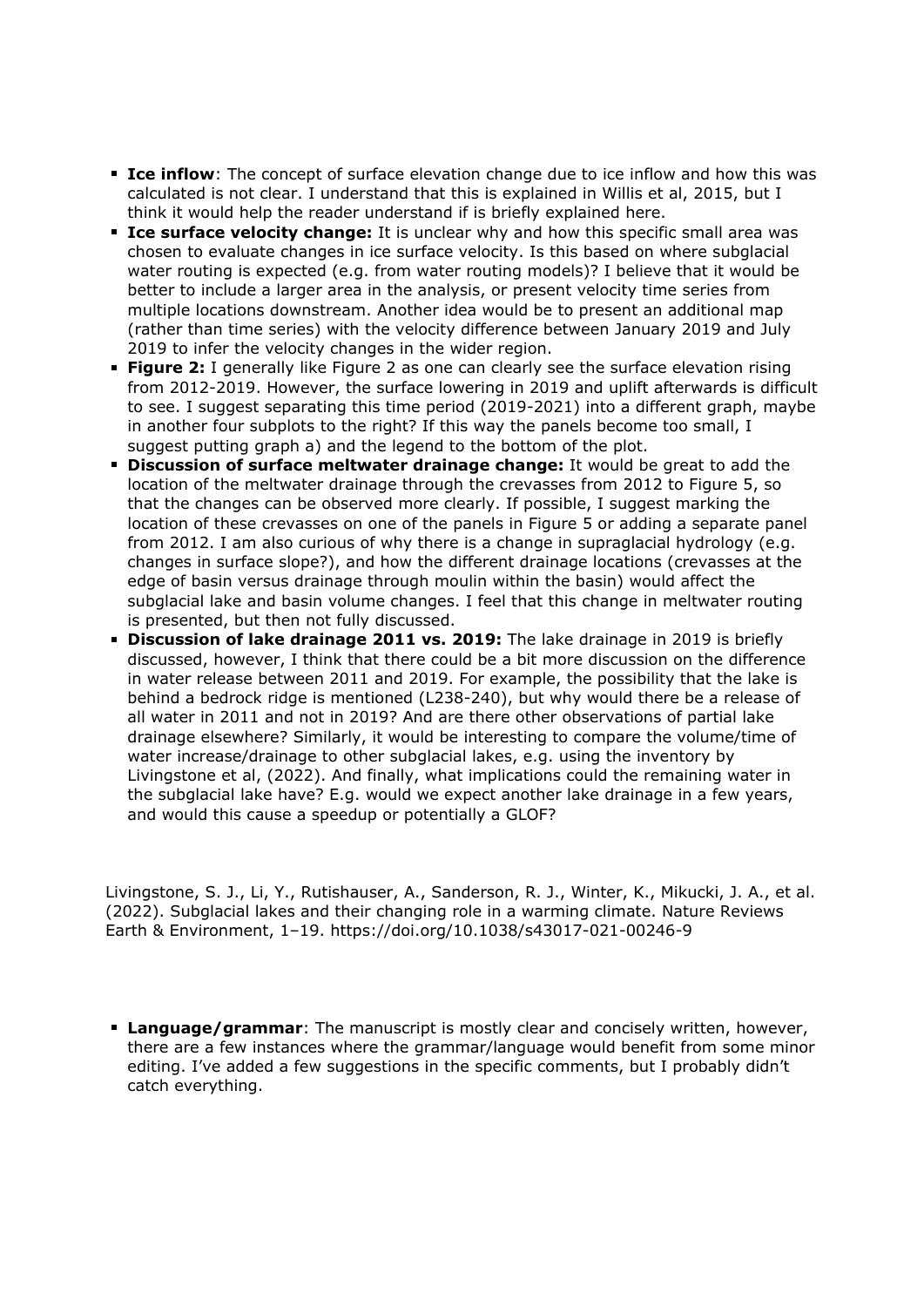- **Ice inflow**: The concept of surface elevation change due to ice inflow and how this was calculated is not clear. I understand that this is explained in Willis et al, 2015, but I think it would help the reader understand if is briefly explained here.
- **Ice surface velocity change:** It is unclear why and how this specific small area was chosen to evaluate changes in ice surface velocity. Is this based on where subglacial water routing is expected (e.g. from water routing models)? I believe that it would be better to include a larger area in the analysis, or present velocity time series from multiple locations downstream. Another idea would be to present an additional map (rather than time series) with the velocity difference between January 2019 and July 2019 to infer the velocity changes in the wider region.
- **Figure 2:** I generally like Figure 2 as one can clearly see the surface elevation rising from 2012-2019. However, the surface lowering in 2019 and uplift afterwards is difficult to see. I suggest separating this time period (2019-2021) into a different graph, maybe in another four subplots to the right? If this way the panels become too small, I suggest putting graph a) and the legend to the bottom of the plot.
- **Discussion of surface meltwater drainage change:** It would be great to add the location of the meltwater drainage through the crevasses from 2012 to Figure 5, so that the changes can be observed more clearly. If possible, I suggest marking the location of these crevasses on one of the panels in Figure 5 or adding a separate panel from 2012. I am also curious of why there is a change in supraglacial hydrology (e.g. changes in surface slope?), and how the different drainage locations (crevasses at the edge of basin versus drainage through moulin within the basin) would affect the subglacial lake and basin volume changes. I feel that this change in meltwater routing is presented, but then not fully discussed.
- **Discussion of lake drainage 2011 vs. 2019:** The lake drainage in 2019 is briefly discussed, however, I think that there could be a bit more discussion on the difference in water release between 2011 and 2019. For example, the possibility that the lake is behind a bedrock ridge is mentioned (L238-240), but why would there be a release of all water in 2011 and not in 2019? And are there other observations of partial lake drainage elsewhere? Similarly, it would be interesting to compare the volume/time of water increase/drainage to other subglacial lakes, e.g. using the inventory by Livingstone et al, (2022). And finally, what implications could the remaining water in the subglacial lake have? E.g. would we expect another lake drainage in a few years, and would this cause a speedup or potentially a GLOF?

Livingstone, S. J., Li, Y., Rutishauser, A., Sanderson, R. J., Winter, K., Mikucki, J. A., et al. (2022). Subglacial lakes and their changing role in a warming climate. Nature Reviews Earth & Environment, 1–19. https://doi.org/10.1038/s43017-021-00246-9

- **Language/grammar**: The manuscript is mostly clear and concisely written, however, there are a few instances where the grammar/language would benefit from some minor editing. I've added a few suggestions in the specific comments, but I probably didn't catch everything.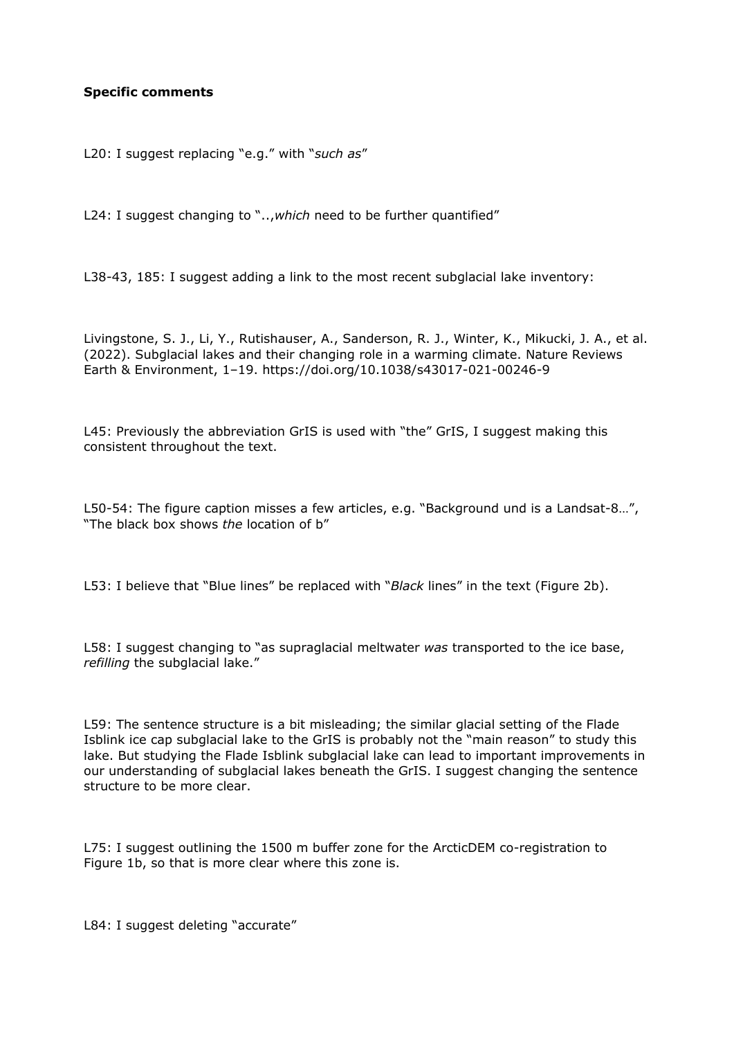**Specific comments**

L20: I suggest replacing “e.g.” with “*such as*”

L24: I suggest changing to “..,*which* need to be further quantified”

L38-43, 185: I suggest adding a link to the most recent subglacial lake inventory:

Livingstone, S. J., Li, Y., Rutishauser, A., Sanderson, R. J., Winter, K., Mikucki, J. A., et al. (2022). Subglacial lakes and their changing role in a warming climate. Nature Reviews Earth & Environment, 1–19. https://doi.org/10.1038/s43017-021-00246-9

L45: Previously the abbreviation GrIS is used with “the” GrIS, I suggest making this consistent throughout the text.

L50-54: The figure caption misses a few articles, e.g. “Background und is a Landsat-8…”, “The black box shows *the* location of b”

L53: I believe that “Blue lines” be replaced with “*Black* lines” in the text (Figure 2b).

L58: I suggest changing to “as supraglacial meltwater *was* transported to the ice base, *refilling* the subglacial lake.”

L59: The sentence structure is a bit misleading; the similar glacial setting of the Flade Isblink ice cap subglacial lake to the GrIS is probably not the “main reason” to study this lake. But studying the Flade Isblink subglacial lake can lead to important improvements in our understanding of subglacial lakes beneath the GrIS. I suggest changing the sentence structure to be more clear.

L75: I suggest outlining the 1500 m buffer zone for the ArcticDEM co-registration to Figure 1b, so that is more clear where this zone is.

L84: I suggest deleting “accurate”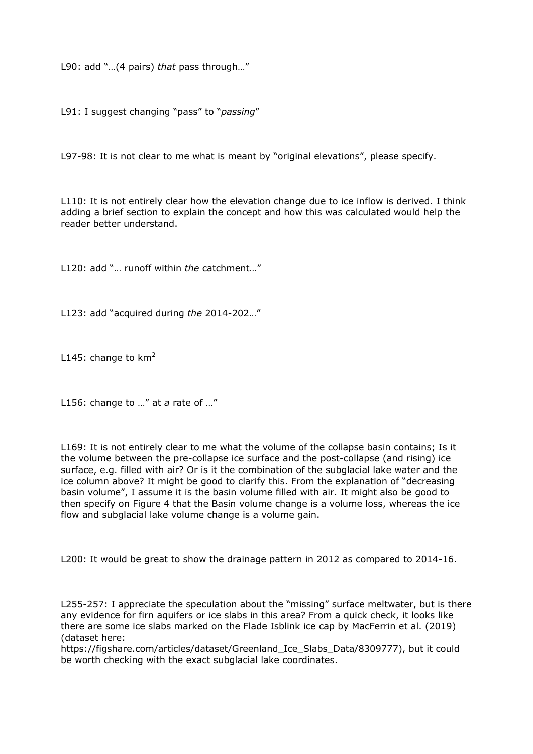L90: add "…(4 pairs) *that* pass through…"

L91: I suggest changing "pass" to "*passing*"

L97-98: It is not clear to me what is meant by "original elevations", please specify.

L110: It is not entirely clear how the elevation change due to ice inflow is derived. I think adding a brief section to explain the concept and how this was calculated would help the reader better understand.

L120: add "… runoff within *the* catchment…"

L123: add "acquired during *the* 2014-202…"

L145: change to $km^2$

L156: change to …" at *a* rate of …"

L169: It is not entirely clear to me what the volume of the collapse basin contains; Is it the volume between the pre-collapse ice surface and the post-collapse (and rising) ice surface, e.g. filled with air? Or is it the combination of the subglacial lake water and the ice column above? It might be good to clarify this. From the explanation of "decreasing basin volume", I assume it is the basin volume filled with air. It might also be good to then specify on Figure 4 that the Basin volume change is a volume loss, whereas the ice flow and subglacial lake volume change is a volume gain.

L200: It would be great to show the drainage pattern in 2012 as compared to 2014-16.

L255-257: I appreciate the speculation about the "missing" surface meltwater, but is there any evidence for firn aquifers or ice slabs in this area? From a quick check, it looks like there are some ice slabs marked on the Flade Isblink ice cap by MacFerrin et al. (2019) (dataset here: https://figshare.com/articles/dataset/Greenland_Ice_Slabs_Data/8309777), but it could be worth checking with the exact subglacial lake coordinates.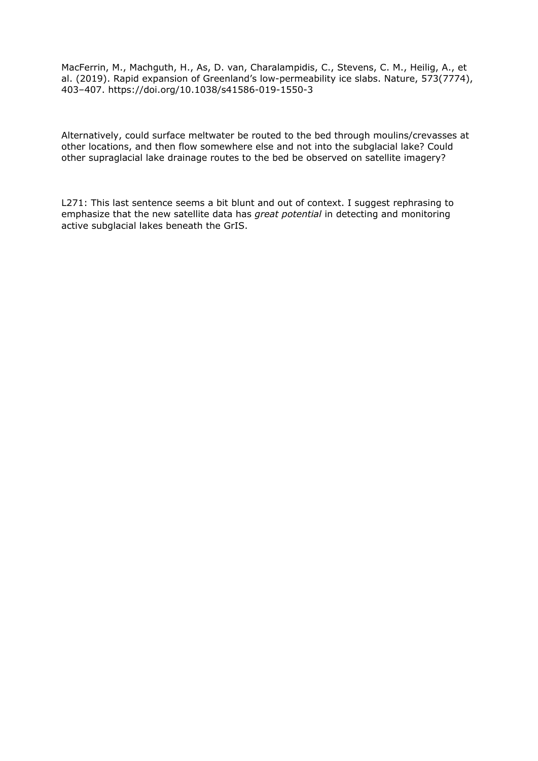MacFerrin, M., Machguth, H., As, D. van, Charalampidis, C., Stevens, C. M., Heilig, A., et al. (2019). Rapid expansion of Greenland's low-permeability ice slabs. Nature, 573(7774), 403–407. https://doi.org/10.1038/s41586-019-1550-3

Alternatively, could surface meltwater be routed to the bed through moulins/crevasses at other locations, and then flow somewhere else and not into the subglacial lake? Could other supraglacial lake drainage routes to the bed be observed on satellite imagery?

L271: This last sentence seems a bit blunt and out of context. I suggest rephrasing to emphasize that the new satellite data has *great potential* in detecting and monitoring active subglacial lakes beneath the GrIS.